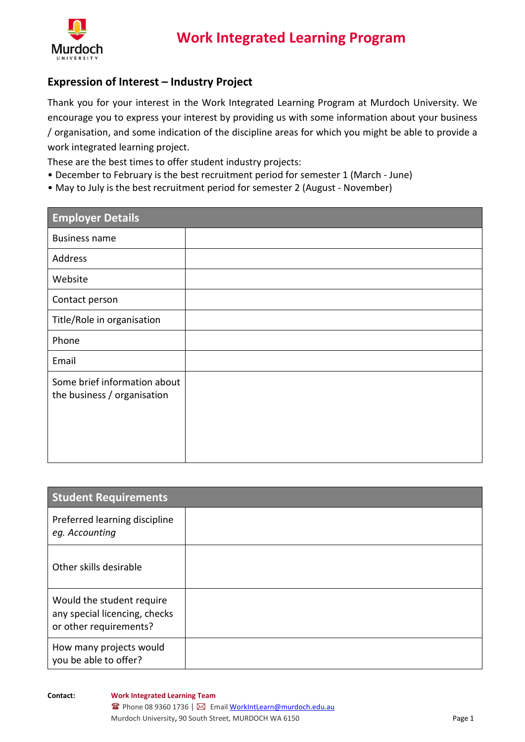# Work Integrated Learning Program

## Expression of Interest – Industry Project

Thank you for your interest in the Work Integrated Learning Program at Murdoch University. We encourage you to express your interest by providing us with some information about your business / organisation, and some indication of the discipline areas for which you might be able to provide a work integrated learning project.

These are the best times to offer student industry projects:

- December to February is the best recruitment period for semester 1 (March - June)
- May to July is the best recruitment period for semester 2 (August - November)

| Employer Details | |
|---|---|
| Business name | |
| Address | |
| Website | |
| Contact person | |
| Title/Role in organisation | |
| Phone | |
| Email | |
| Some brief information about the business / organisation | |

| Student Requirements | |
|---|---|
| Preferred learning discipline *eg. Accounting* | |
| Other skills desirable | |
| Would the student require any special licencing, checks or other requirements? | |
| How many projects would you be able to offer? | |

**Contact:** **Work Integrated Learning Team**
☎ Phone 08 9360 1736 | ✉ Email WorkIntLearn@murdoch.edu.au
Murdoch University, 90 South Street, MURDOCH WA 6150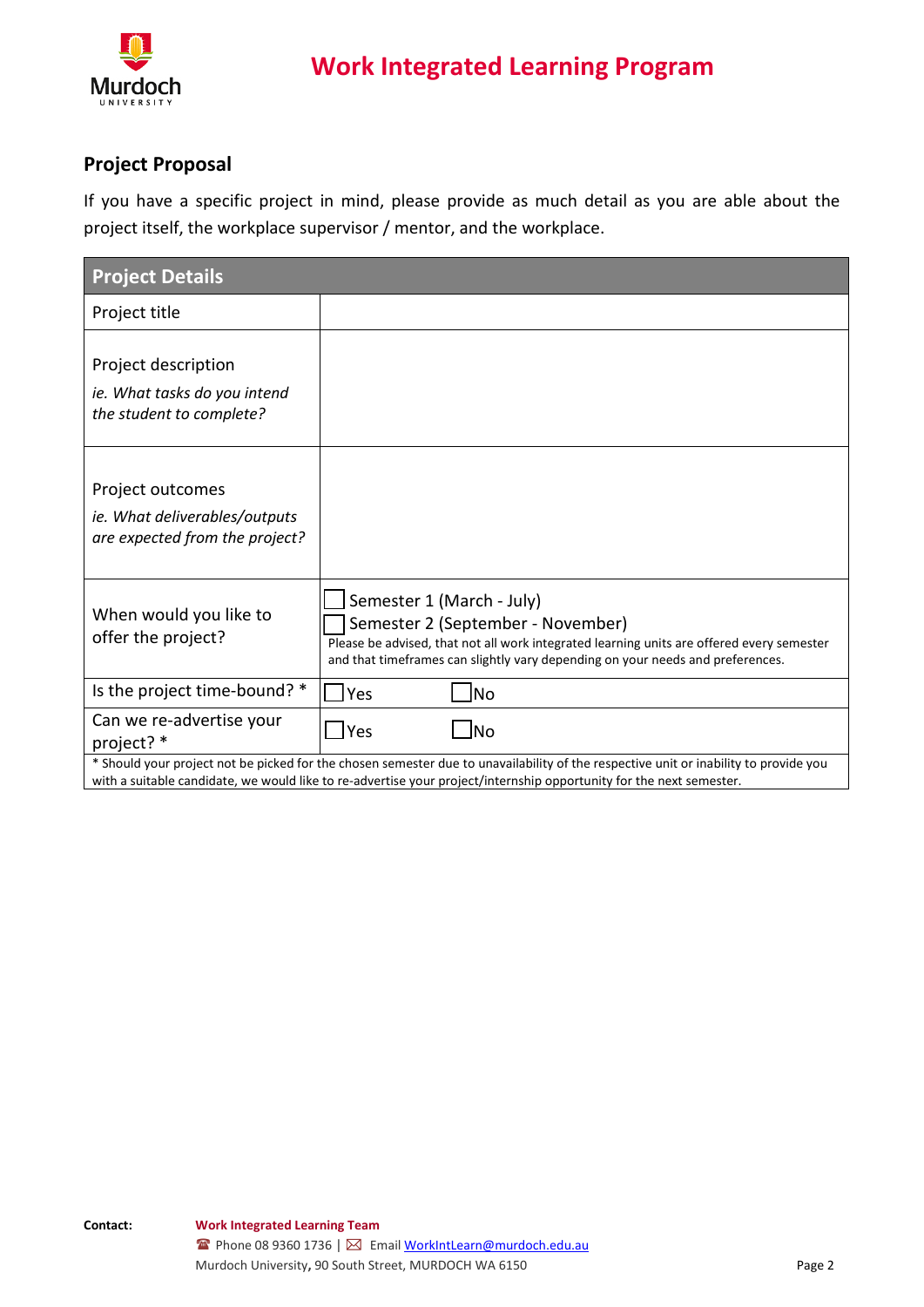## Project Proposal

If you have a specific project in mind, please provide as much detail as you are able about the project itself, the workplace supervisor / mentor, and the workplace.

| **Project Details** | |
|---|---|
| Project title | |
| Project description<br>*ie. What tasks do you intend the student to complete?* | |
| Project outcomes<br>*ie. What deliverables/outputs are expected from the project?* | |
| When would you like to offer the project? | ☐ Semester 1 (March - July)<br>☐ Semester 2 (September - November)<br>Please be advised, that not all work integrated learning units are offered every semester and that timeframes can slightly vary depending on your needs and preferences. |
| Is the project time-bound? * | ☐ Yes ☐ No |
| Can we re-advertise your project? * | ☐ Yes ☐ No |

* Should your project not be picked for the chosen semester due to unavailability of the respective unit or inability to provide you with a suitable candidate, we would like to re-advertise your project/internship opportunity for the next semester.

**Contact:** **Work Integrated Learning Team**
Phone 08 9360 1736 | Email WorkIntLearn@murdoch.edu.au
Murdoch University, 90 South Street, MURDOCH WA 6150